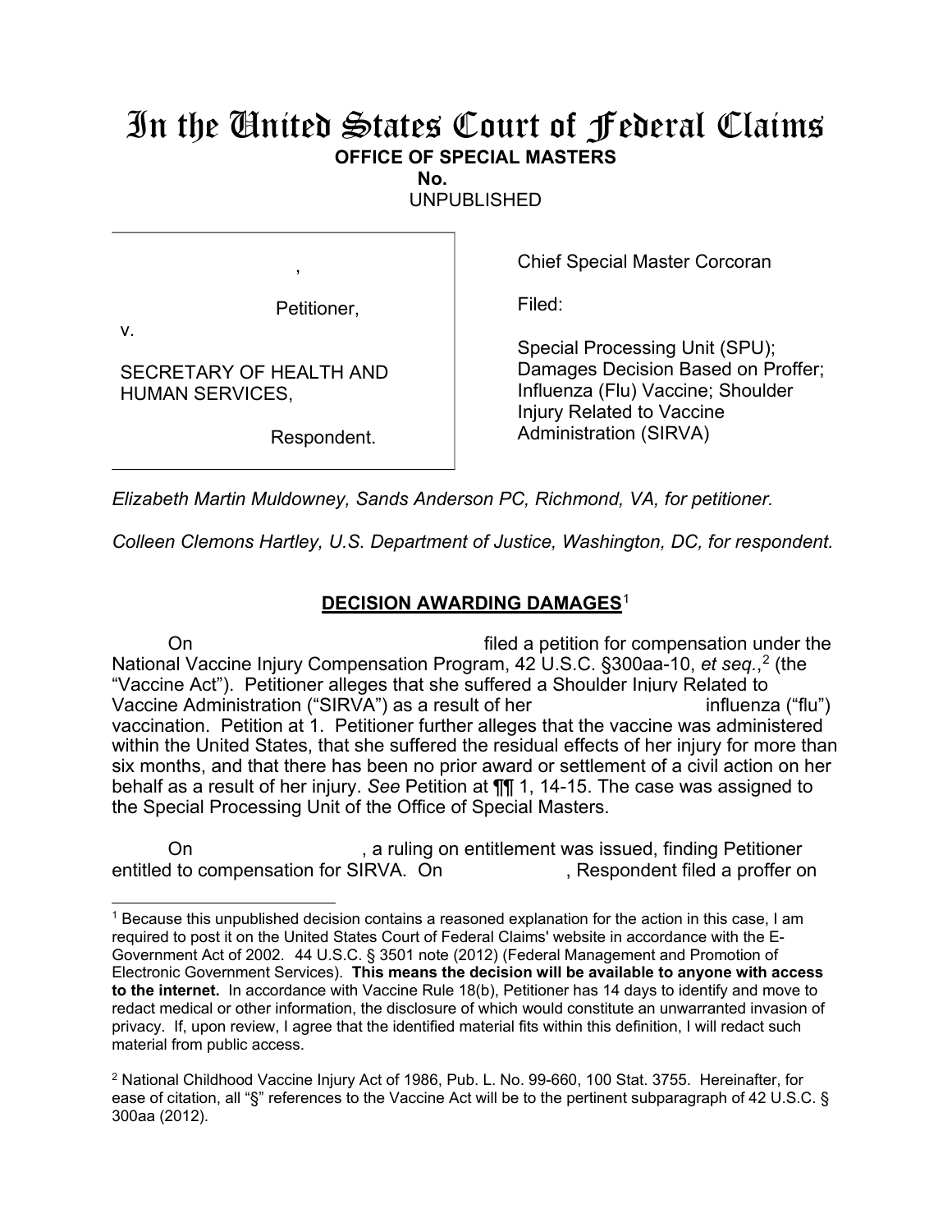# In the United States Court of Federal Claims

**OFFICE OF SPECIAL MASTERS**

**No.**

UNPUBLISHED

| | |
|---|---|
| , Petitioner, v. SECRETARY OF HEALTH AND HUMAN SERVICES, Respondent. | Chief Special Master Corcoran<br><br>Filed:<br><br>Special Processing Unit (SPU); Damages Decision Based on Proffer; Influenza (Flu) Vaccine; Shoulder Injury Related to Vaccine Administration (SIRVA) |

*Elizabeth Martin Muldowney, Sands Anderson PC, Richmond, VA, for petitioner.*

*Colleen Clemons Hartley, U.S. Department of Justice, Washington, DC, for respondent.*

**DECISION AWARDING DAMAGES**[1]

On filed a petition for compensation under the National Vaccine Injury Compensation Program, 42 U.S.C. §300aa-10, *et seq.*,[2] (the "Vaccine Act"). Petitioner alleges that she suffered a Shoulder Injury Related to Vaccine Administration ("SIRVA") as a result of her influenza ("flu") vaccination. Petition at 1. Petitioner further alleges that the vaccine was administered within the United States, that she suffered the residual effects of her injury for more than six months, and that there has been no prior award or settlement of a civil action on her behalf as a result of her injury. *See* Petition at ¶¶ 1, 14-15. The case was assigned to the Special Processing Unit of the Office of Special Masters.

On , a ruling on entitlement was issued, finding Petitioner entitled to compensation for SIRVA. On , Respondent filed a proffer on

---

[1] Because this unpublished decision contains a reasoned explanation for the action in this case, I am required to post it on the United States Court of Federal Claims' website in accordance with the E-Government Act of 2002. 44 U.S.C. § 3501 note (2012) (Federal Management and Promotion of Electronic Government Services). **This means the decision will be available to anyone with access to the internet.** In accordance with Vaccine Rule 18(b), Petitioner has 14 days to identify and move to redact medical or other information, the disclosure of which would constitute an unwarranted invasion of privacy. If, upon review, I agree that the identified material fits within this definition, I will redact such material from public access.

[2] National Childhood Vaccine Injury Act of 1986, Pub. L. No. 99-660, 100 Stat. 3755. Hereinafter, for ease of citation, all "§" references to the Vaccine Act will be to the pertinent subparagraph of 42 U.S.C. § 300aa (2012).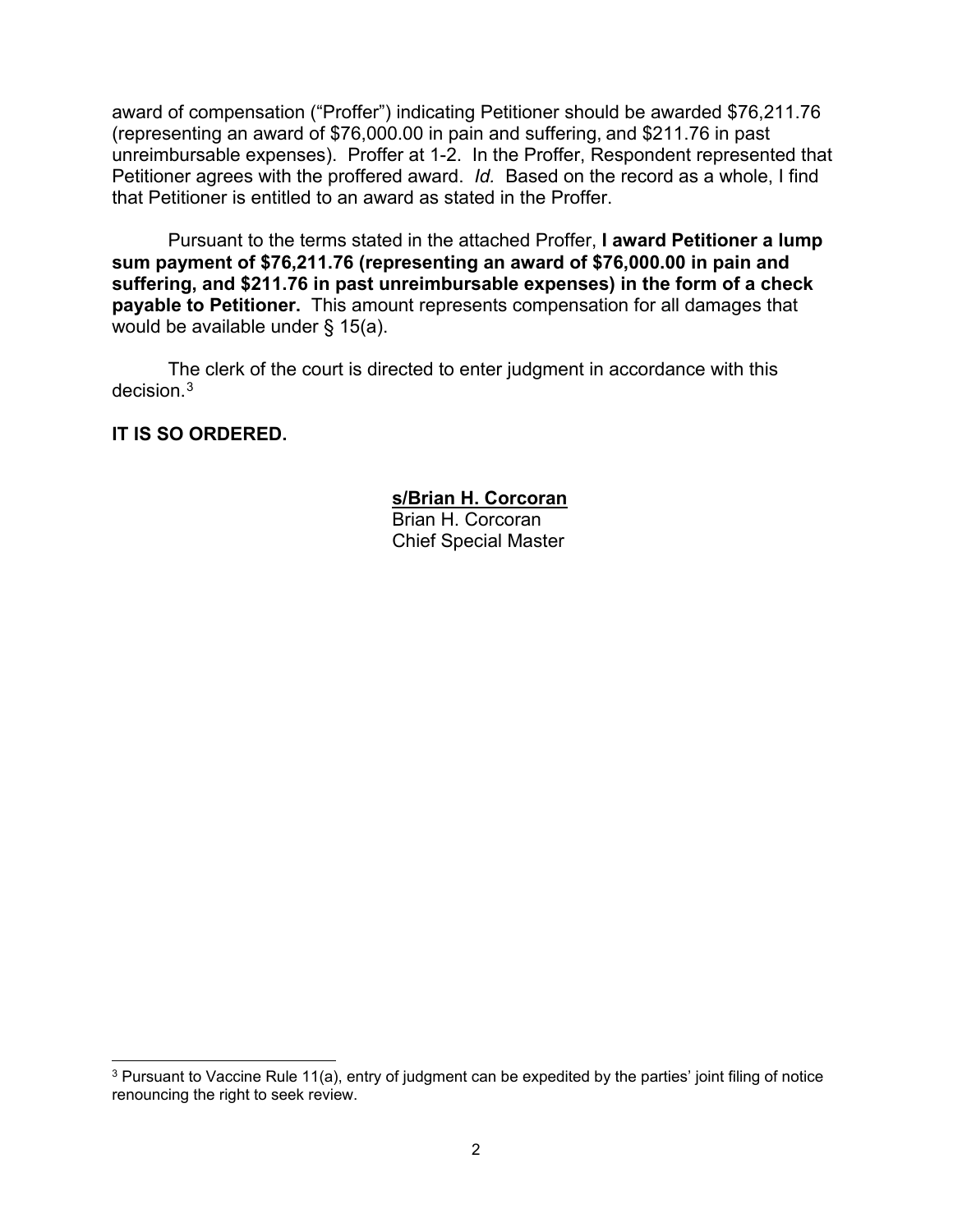award of compensation ("Proffer") indicating Petitioner should be awarded $76,211.76 (representing an award of $76,000.00 in pain and suffering, and $211.76 in past unreimbursable expenses). Proffer at 1-2. In the Proffer, Respondent represented that Petitioner agrees with the proffered award. *Id.* Based on the record as a whole, I find that Petitioner is entitled to an award as stated in the Proffer.

Pursuant to the terms stated in the attached Proffer, **I award Petitioner a lump sum payment of $76,211.76 (representing an award of $76,000.00 in pain and suffering, and $211.76 in past unreimbursable expenses) in the form of a check payable to Petitioner.** This amount represents compensation for all damages that would be available under § 15(a).

The clerk of the court is directed to enter judgment in accordance with this decision.[3]

**IT IS SO ORDERED.**

**s/Brian H. Corcoran**
Brian H. Corcoran
Chief Special Master

[3] Pursuant to Vaccine Rule 11(a), entry of judgment can be expedited by the parties' joint filing of notice renouncing the right to seek review.